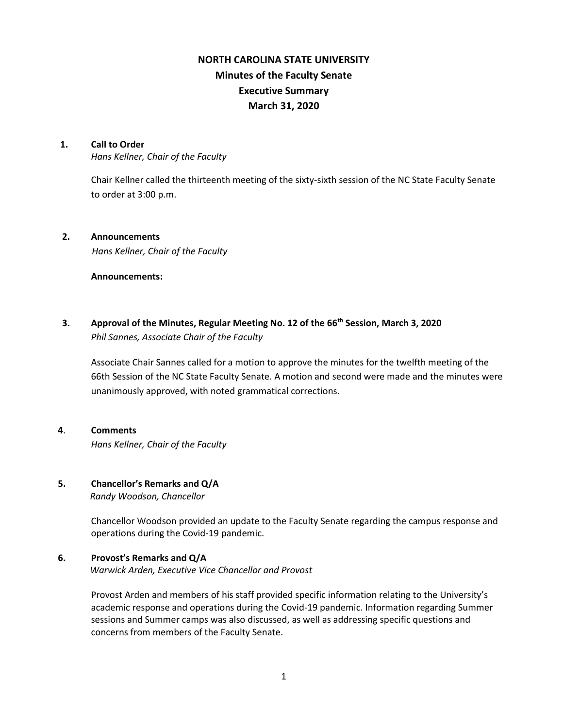# NORTH CAROLINA STATE UNIVERSITY
## Minutes of the Faculty Senate
## Executive Summary
## March 31, 2020

**1. Call to Order**
*Hans Kellner, Chair of the Faculty*

Chair Kellner called the thirteenth meeting of the sixty-sixth session of the NC State Faculty Senate to order at 3:00 p.m.

**2. Announcements**
*Hans Kellner, Chair of the Faculty*

**Announcements:**

**3. Approval of the Minutes, Regular Meeting No. 12 of the 66th Session, March 3, 2020**
*Phil Sannes, Associate Chair of the Faculty*

Associate Chair Sannes called for a motion to approve the minutes for the twelfth meeting of the 66th Session of the NC State Faculty Senate. A motion and second were made and the minutes were unanimously approved, with noted grammatical corrections.

**4. Comments**
*Hans Kellner, Chair of the Faculty*

**5. Chancellor's Remarks and Q/A**
*Randy Woodson, Chancellor*

Chancellor Woodson provided an update to the Faculty Senate regarding the campus response and operations during the Covid-19 pandemic.

**6. Provost's Remarks and Q/A**
*Warwick Arden, Executive Vice Chancellor and Provost*

Provost Arden and members of his staff provided specific information relating to the University's academic response and operations during the Covid-19 pandemic. Information regarding Summer sessions and Summer camps was also discussed, as well as addressing specific questions and concerns from members of the Faculty Senate.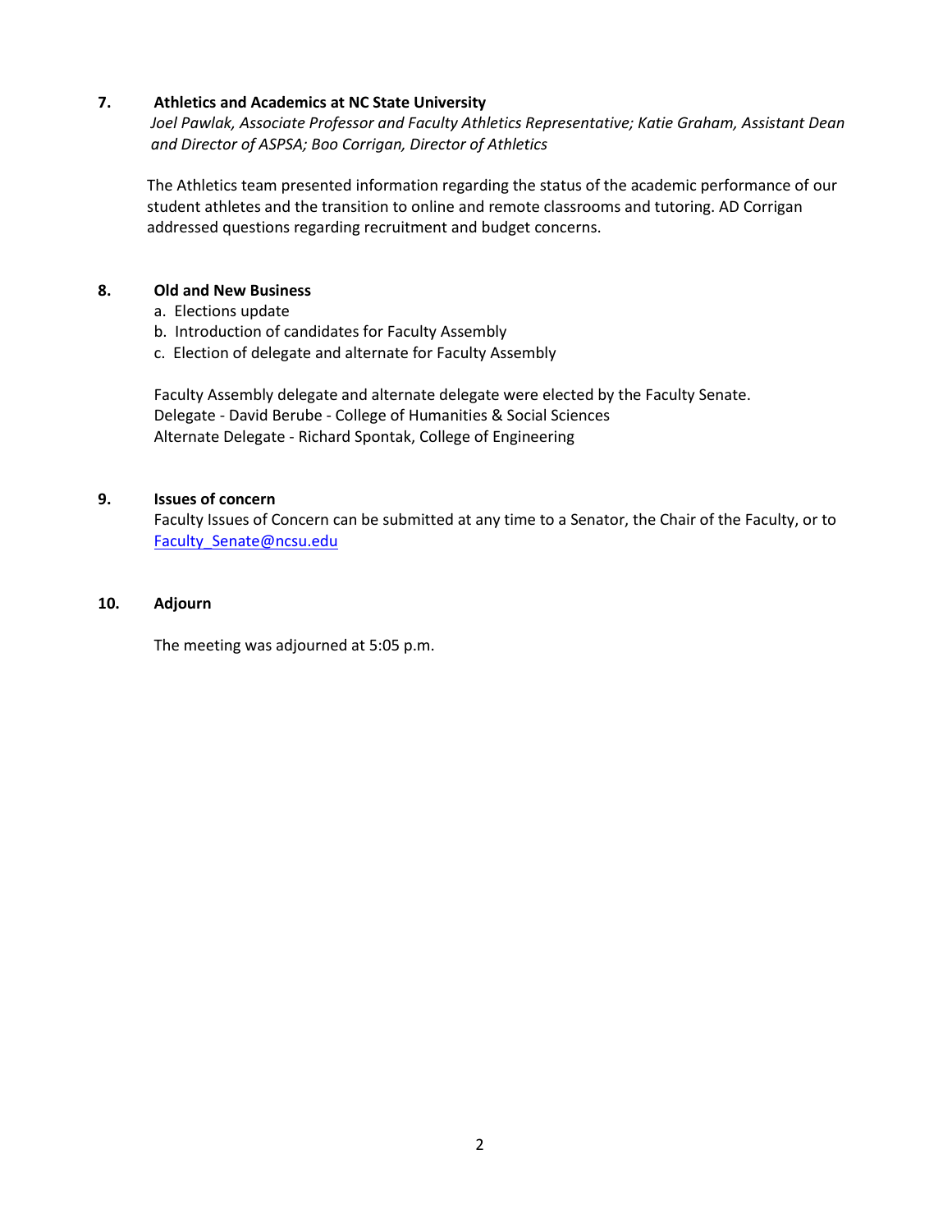**7. Athletics and Academics at NC State University**

*Joel Pawlak, Associate Professor and Faculty Athletics Representative; Katie Graham, Assistant Dean and Director of ASPSA; Boo Corrigan, Director of Athletics*

The Athletics team presented information regarding the status of the academic performance of our student athletes and the transition to online and remote classrooms and tutoring. AD Corrigan addressed questions regarding recruitment and budget concerns.

**8. Old and New Business**

a. Elections update
b. Introduction of candidates for Faculty Assembly
c. Election of delegate and alternate for Faculty Assembly

Faculty Assembly delegate and alternate delegate were elected by the Faculty Senate.
Delegate - David Berube - College of Humanities & Social Sciences
Alternate Delegate - Richard Spontak, College of Engineering

**9. Issues of concern**

Faculty Issues of Concern can be submitted at any time to a Senator, the Chair of the Faculty, or to [Faculty_Senate@ncsu.edu](mailto:Faculty_Senate@ncsu.edu)

**10. Adjourn**

The meeting was adjourned at 5:05 p.m.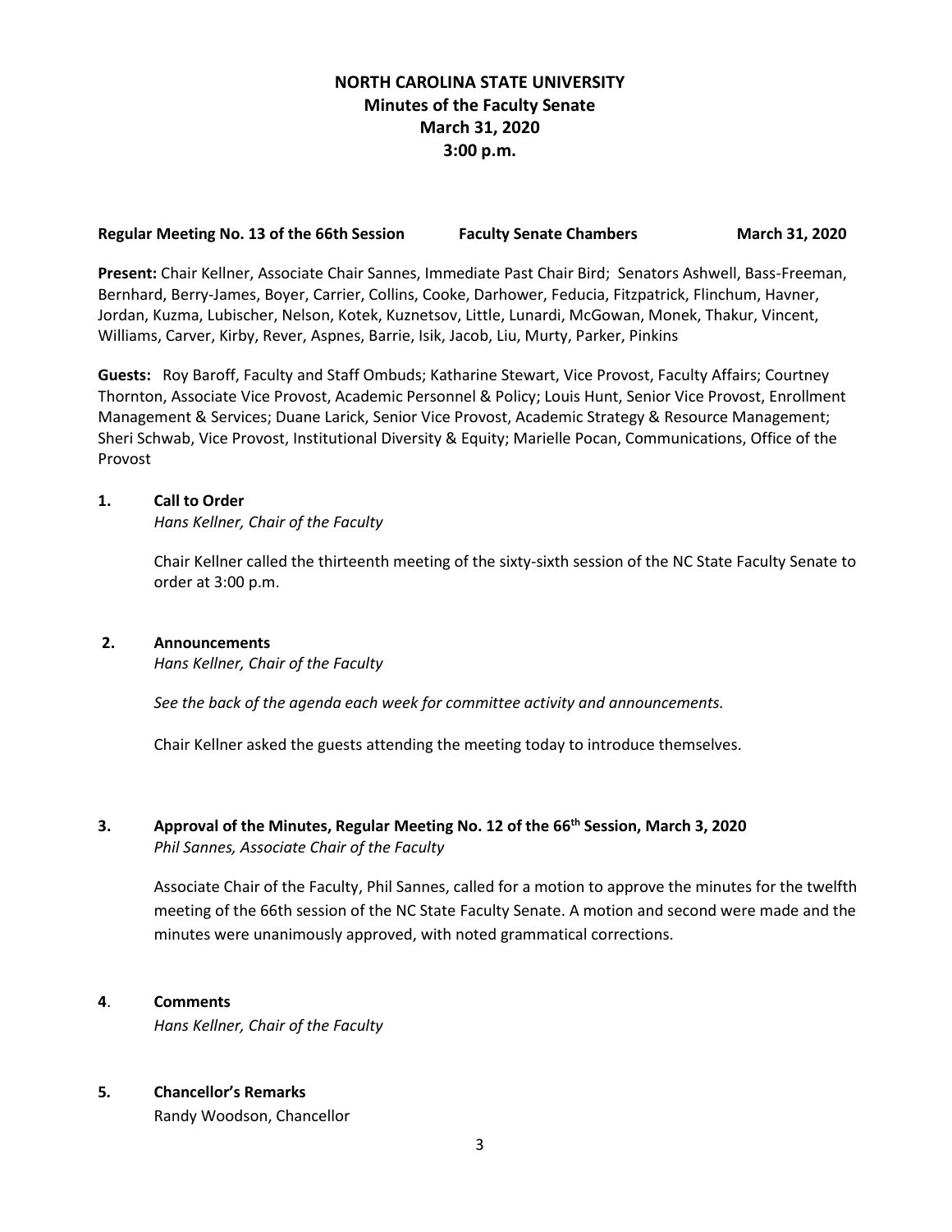# NORTH CAROLINA STATE UNIVERSITY
## Minutes of the Faculty Senate
## March 31, 2020
## 3:00 p.m.

**Regular Meeting No. 13 of the 66th Session** **Faculty Senate Chambers** **March 31, 2020**

**Present:** Chair Kellner, Associate Chair Sannes, Immediate Past Chair Bird; Senators Ashwell, Bass-Freeman, Bernhard, Berry-James, Boyer, Carrier, Collins, Cooke, Darhower, Feducia, Fitzpatrick, Flinchum, Havner, Jordan, Kuzma, Lubischer, Nelson, Kotek, Kuznetsov, Little, Lunardi, McGowan, Monek, Thakur, Vincent, Williams, Carver, Kirby, Rever, Aspnes, Barrie, Isik, Jacob, Liu, Murty, Parker, Pinkins

**Guests:** Roy Baroff, Faculty and Staff Ombuds; Katharine Stewart, Vice Provost, Faculty Affairs; Courtney Thornton, Associate Vice Provost, Academic Personnel & Policy; Louis Hunt, Senior Vice Provost, Enrollment Management & Services; Duane Larick, Senior Vice Provost, Academic Strategy & Resource Management; Sheri Schwab, Vice Provost, Institutional Diversity & Equity; Marielle Pocan, Communications, Office of the Provost

**1. Call to Order**
*Hans Kellner, Chair of the Faculty*

Chair Kellner called the thirteenth meeting of the sixty-sixth session of the NC State Faculty Senate to order at 3:00 p.m.

**2. Announcements**
*Hans Kellner, Chair of the Faculty*

*See the back of the agenda each week for committee activity and announcements.*

Chair Kellner asked the guests attending the meeting today to introduce themselves.

**3. Approval of the Minutes, Regular Meeting No. 12 of the 66th Session, March 3, 2020**
*Phil Sannes, Associate Chair of the Faculty*

Associate Chair of the Faculty, Phil Sannes, called for a motion to approve the minutes for the twelfth meeting of the 66th session of the NC State Faculty Senate. A motion and second were made and the minutes were unanimously approved, with noted grammatical corrections.

**4. Comments**
*Hans Kellner, Chair of the Faculty*

**5. Chancellor's Remarks**
Randy Woodson, Chancellor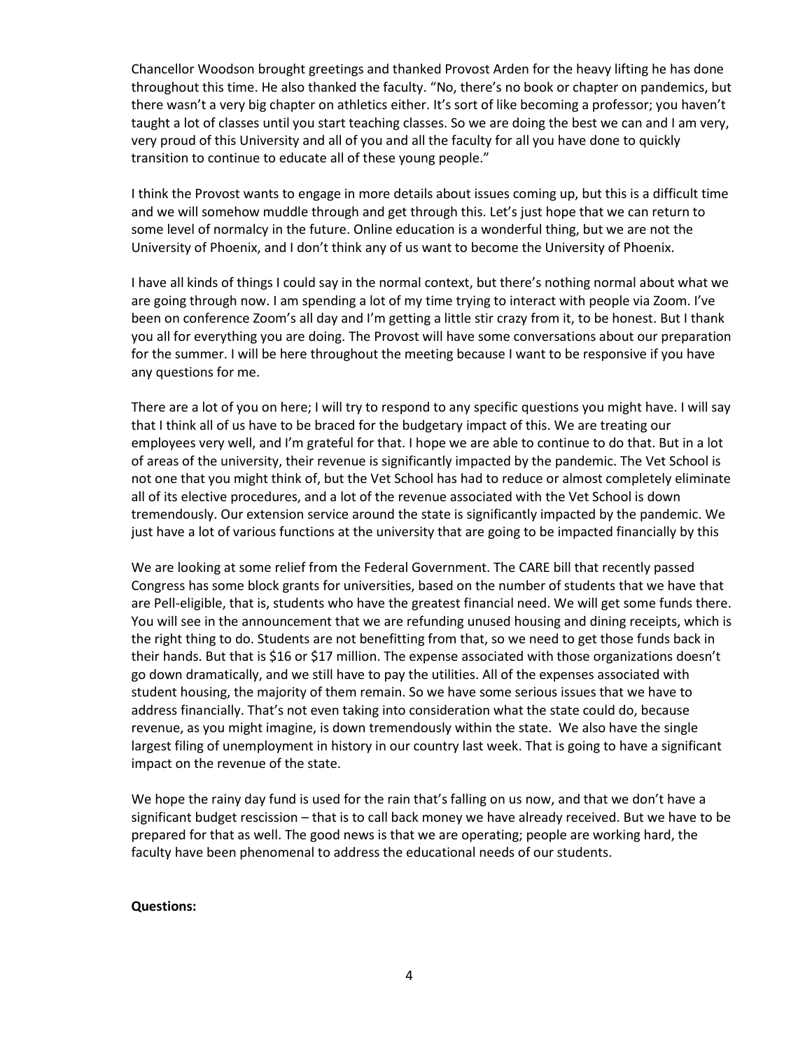Chancellor Woodson brought greetings and thanked Provost Arden for the heavy lifting he has done throughout this time. He also thanked the faculty. "No, there's no book or chapter on pandemics, but there wasn't a very big chapter on athletics either. It's sort of like becoming a professor; you haven't taught a lot of classes until you start teaching classes. So we are doing the best we can and I am very, very proud of this University and all of you and all the faculty for all you have done to quickly transition to continue to educate all of these young people."

I think the Provost wants to engage in more details about issues coming up, but this is a difficult time and we will somehow muddle through and get through this. Let's just hope that we can return to some level of normalcy in the future. Online education is a wonderful thing, but we are not the University of Phoenix, and I don't think any of us want to become the University of Phoenix.

I have all kinds of things I could say in the normal context, but there's nothing normal about what we are going through now. I am spending a lot of my time trying to interact with people via Zoom. I've been on conference Zoom's all day and I'm getting a little stir crazy from it, to be honest. But I thank you all for everything you are doing. The Provost will have some conversations about our preparation for the summer. I will be here throughout the meeting because I want to be responsive if you have any questions for me.

There are a lot of you on here; I will try to respond to any specific questions you might have. I will say that I think all of us have to be braced for the budgetary impact of this. We are treating our employees very well, and I'm grateful for that. I hope we are able to continue to do that. But in a lot of areas of the university, their revenue is significantly impacted by the pandemic. The Vet School is not one that you might think of, but the Vet School has had to reduce or almost completely eliminate all of its elective procedures, and a lot of the revenue associated with the Vet School is down tremendously. Our extension service around the state is significantly impacted by the pandemic. We just have a lot of various functions at the university that are going to be impacted financially by this

We are looking at some relief from the Federal Government. The CARE bill that recently passed Congress has some block grants for universities, based on the number of students that we have that are Pell-eligible, that is, students who have the greatest financial need. We will get some funds there. You will see in the announcement that we are refunding unused housing and dining receipts, which is the right thing to do. Students are not benefitting from that, so we need to get those funds back in their hands. But that is $16 or $17 million. The expense associated with those organizations doesn't go down dramatically, and we still have to pay the utilities. All of the expenses associated with student housing, the majority of them remain. So we have some serious issues that we have to address financially. That's not even taking into consideration what the state could do, because revenue, as you might imagine, is down tremendously within the state. We also have the single largest filing of unemployment in history in our country last week. That is going to have a significant impact on the revenue of the state.

We hope the rainy day fund is used for the rain that's falling on us now, and that we don't have a significant budget rescission – that is to call back money we have already received. But we have to be prepared for that as well. The good news is that we are operating; people are working hard, the faculty have been phenomenal to address the educational needs of our students.

**Questions:**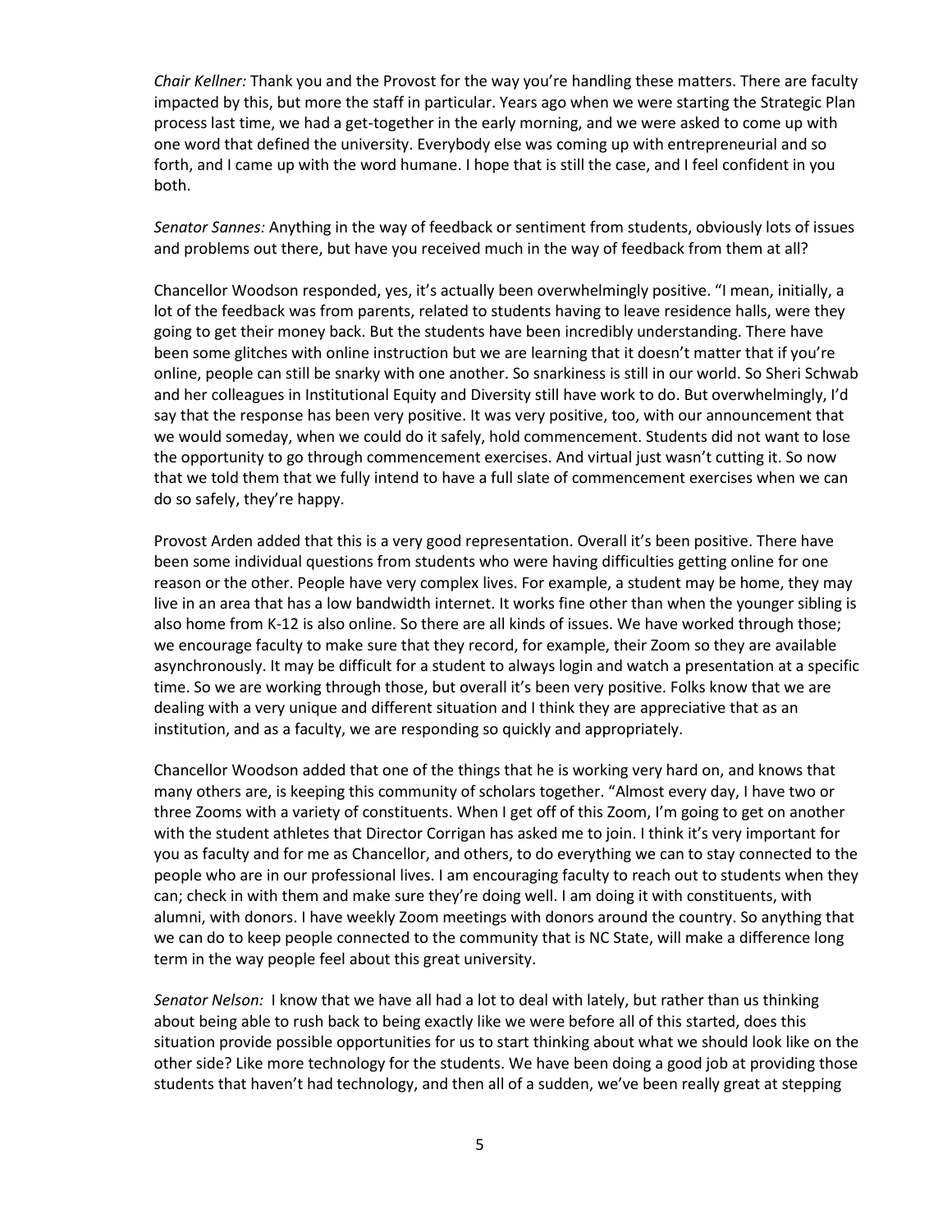*Chair Kellner:* Thank you and the Provost for the way you're handling these matters. There are faculty impacted by this, but more the staff in particular. Years ago when we were starting the Strategic Plan process last time, we had a get-together in the early morning, and we were asked to come up with one word that defined the university. Everybody else was coming up with entrepreneurial and so forth, and I came up with the word humane. I hope that is still the case, and I feel confident in you both.

*Senator Sannes:* Anything in the way of feedback or sentiment from students, obviously lots of issues and problems out there, but have you received much in the way of feedback from them at all?

Chancellor Woodson responded, yes, it's actually been overwhelmingly positive. "I mean, initially, a lot of the feedback was from parents, related to students having to leave residence halls, were they going to get their money back. But the students have been incredibly understanding. There have been some glitches with online instruction but we are learning that it doesn't matter that if you're online, people can still be snarky with one another. So snarkiness is still in our world. So Sheri Schwab and her colleagues in Institutional Equity and Diversity still have work to do. But overwhelmingly, I'd say that the response has been very positive. It was very positive, too, with our announcement that we would someday, when we could do it safely, hold commencement. Students did not want to lose the opportunity to go through commencement exercises. And virtual just wasn't cutting it. So now that we told them that we fully intend to have a full slate of commencement exercises when we can do so safely, they're happy.

Provost Arden added that this is a very good representation. Overall it's been positive. There have been some individual questions from students who were having difficulties getting online for one reason or the other. People have very complex lives. For example, a student may be home, they may live in an area that has a low bandwidth internet. It works fine other than when the younger sibling is also home from K-12 is also online. So there are all kinds of issues. We have worked through those; we encourage faculty to make sure that they record, for example, their Zoom so they are available asynchronously. It may be difficult for a student to always login and watch a presentation at a specific time. So we are working through those, but overall it's been very positive. Folks know that we are dealing with a very unique and different situation and I think they are appreciative that as an institution, and as a faculty, we are responding so quickly and appropriately.

Chancellor Woodson added that one of the things that he is working very hard on, and knows that many others are, is keeping this community of scholars together. "Almost every day, I have two or three Zooms with a variety of constituents. When I get off of this Zoom, I'm going to get on another with the student athletes that Director Corrigan has asked me to join. I think it's very important for you as faculty and for me as Chancellor, and others, to do everything we can to stay connected to the people who are in our professional lives. I am encouraging faculty to reach out to students when they can; check in with them and make sure they're doing well. I am doing it with constituents, with alumni, with donors. I have weekly Zoom meetings with donors around the country. So anything that we can do to keep people connected to the community that is NC State, will make a difference long term in the way people feel about this great university.

*Senator Nelson:* I know that we have all had a lot to deal with lately, but rather than us thinking about being able to rush back to being exactly like we were before all of this started, does this situation provide possible opportunities for us to start thinking about what we should look like on the other side? Like more technology for the students. We have been doing a good job at providing those students that haven't had technology, and then all of a sudden, we've been really great at stepping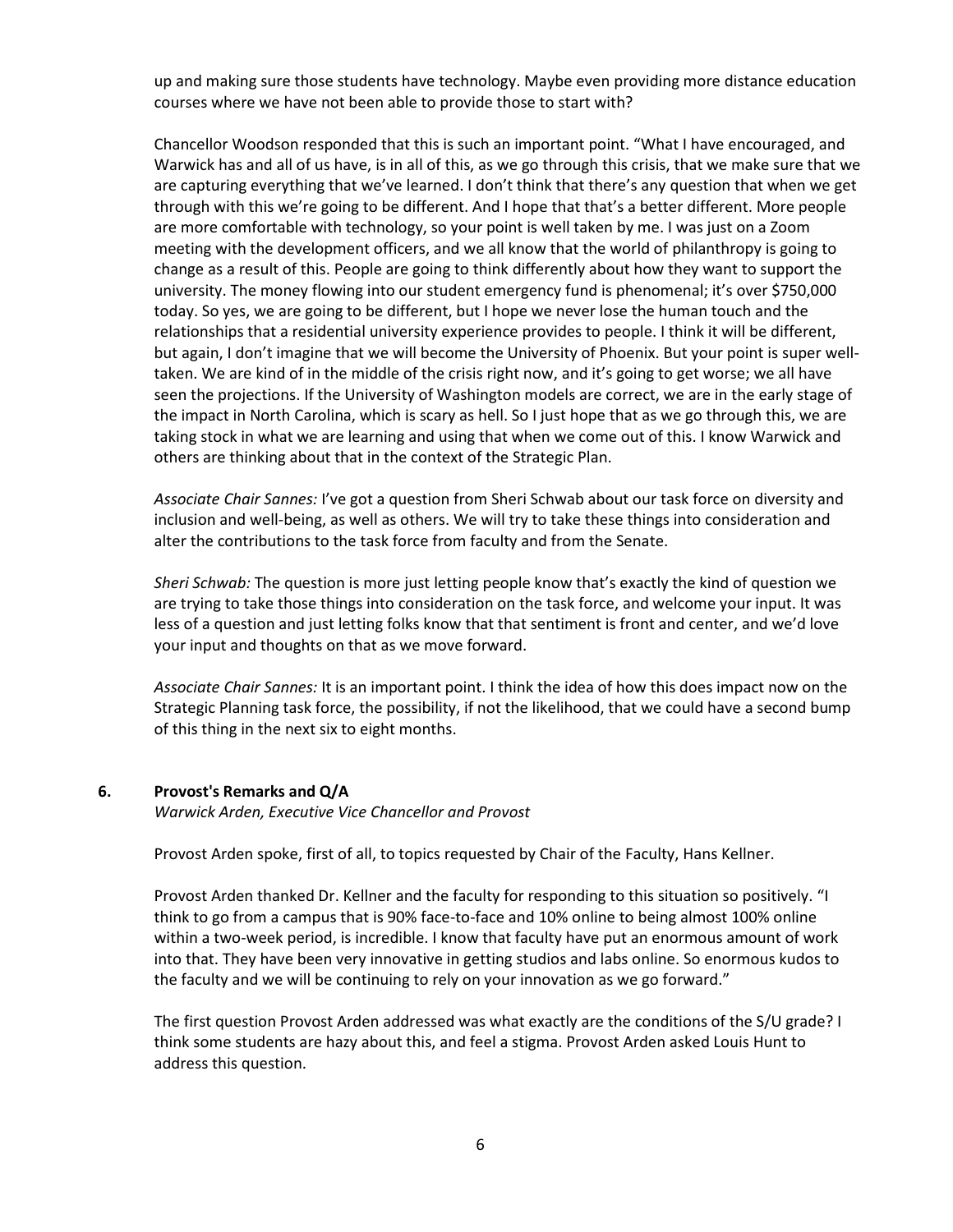up and making sure those students have technology. Maybe even providing more distance education courses where we have not been able to provide those to start with?

Chancellor Woodson responded that this is such an important point. "What I have encouraged, and Warwick has and all of us have, is in all of this, as we go through this crisis, that we make sure that we are capturing everything that we've learned. I don't think that there's any question that when we get through with this we're going to be different. And I hope that that's a better different. More people are more comfortable with technology, so your point is well taken by me. I was just on a Zoom meeting with the development officers, and we all know that the world of philanthropy is going to change as a result of this. People are going to think differently about how they want to support the university. The money flowing into our student emergency fund is phenomenal; it's over $750,000 today. So yes, we are going to be different, but I hope we never lose the human touch and the relationships that a residential university experience provides to people. I think it will be different, but again, I don't imagine that we will become the University of Phoenix. But your point is super well-taken. We are kind of in the middle of the crisis right now, and it's going to get worse; we all have seen the projections. If the University of Washington models are correct, we are in the early stage of the impact in North Carolina, which is scary as hell. So I just hope that as we go through this, we are taking stock in what we are learning and using that when we come out of this. I know Warwick and others are thinking about that in the context of the Strategic Plan.

*Associate Chair Sannes:* I've got a question from Sheri Schwab about our task force on diversity and inclusion and well-being, as well as others. We will try to take these things into consideration and alter the contributions to the task force from faculty and from the Senate.

*Sheri Schwab:* The question is more just letting people know that's exactly the kind of question we are trying to take those things into consideration on the task force, and welcome your input. It was less of a question and just letting folks know that that sentiment is front and center, and we'd love your input and thoughts on that as we move forward.

*Associate Chair Sannes:* It is an important point. I think the idea of how this does impact now on the Strategic Planning task force, the possibility, if not the likelihood, that we could have a second bump of this thing in the next six to eight months.

## 6. Provost's Remarks and Q/A

*Warwick Arden, Executive Vice Chancellor and Provost*

Provost Arden spoke, first of all, to topics requested by Chair of the Faculty, Hans Kellner.

Provost Arden thanked Dr. Kellner and the faculty for responding to this situation so positively. "I think to go from a campus that is 90% face-to-face and 10% online to being almost 100% online within a two-week period, is incredible. I know that faculty have put an enormous amount of work into that. They have been very innovative in getting studios and labs online. So enormous kudos to the faculty and we will be continuing to rely on your innovation as we go forward."

The first question Provost Arden addressed was what exactly are the conditions of the S/U grade? I think some students are hazy about this, and feel a stigma. Provost Arden asked Louis Hunt to address this question.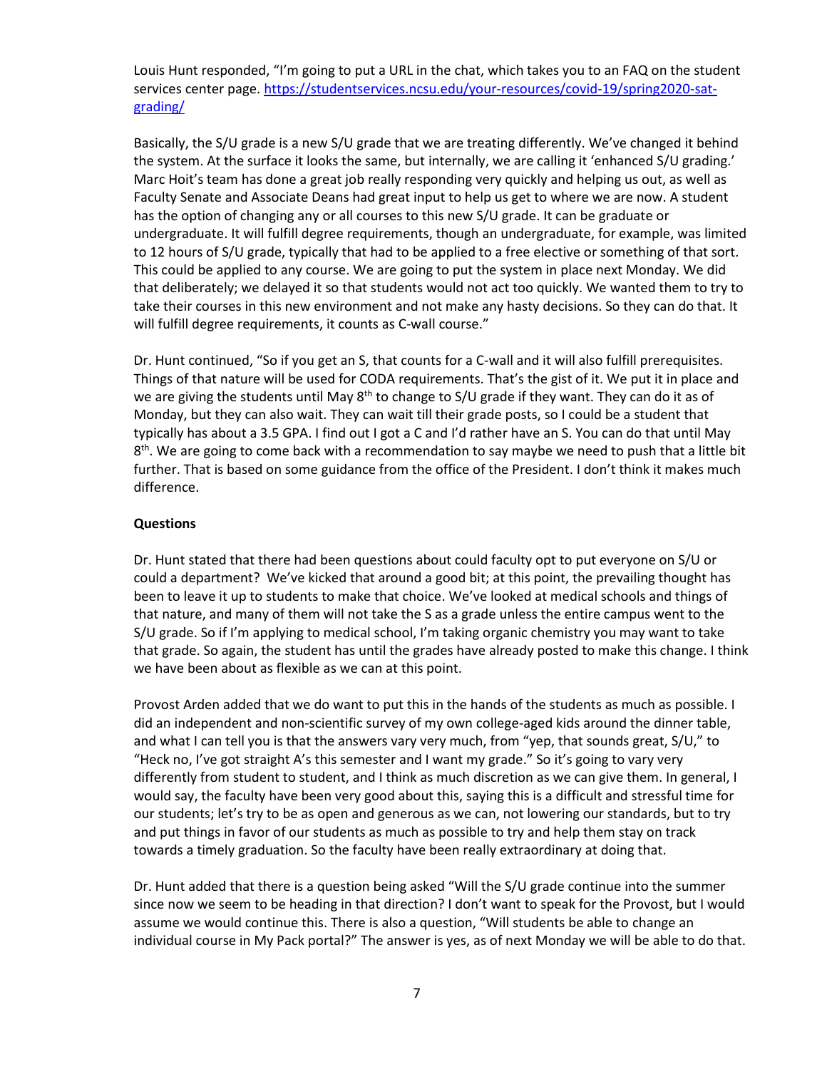Louis Hunt responded, "I'm going to put a URL in the chat, which takes you to an FAQ on the student services center page. [https://studentservices.ncsu.edu/your-resources/covid-19/spring2020-sat-grading/](https://studentservices.ncsu.edu/your-resources/covid-19/spring2020-sat-grading/)

Basically, the S/U grade is a new S/U grade that we are treating differently. We've changed it behind the system. At the surface it looks the same, but internally, we are calling it 'enhanced S/U grading.' Marc Hoit's team has done a great job really responding very quickly and helping us out, as well as Faculty Senate and Associate Deans had great input to help us get to where we are now. A student has the option of changing any or all courses to this new S/U grade. It can be graduate or undergraduate. It will fulfill degree requirements, though an undergraduate, for example, was limited to 12 hours of S/U grade, typically that had to be applied to a free elective or something of that sort. This could be applied to any course. We are going to put the system in place next Monday. We did that deliberately; we delayed it so that students would not act too quickly. We wanted them to try to take their courses in this new environment and not make any hasty decisions. So they can do that. It will fulfill degree requirements, it counts as C-wall course."

Dr. Hunt continued, "So if you get an S, that counts for a C-wall and it will also fulfill prerequisites. Things of that nature will be used for CODA requirements. That's the gist of it. We put it in place and we are giving the students until May 8th to change to S/U grade if they want. They can do it as of Monday, but they can also wait. They can wait till their grade posts, so I could be a student that typically has about a 3.5 GPA. I find out I got a C and I'd rather have an S. You can do that until May 8th. We are going to come back with a recommendation to say maybe we need to push that a little bit further. That is based on some guidance from the office of the President. I don't think it makes much difference.

**Questions**

Dr. Hunt stated that there had been questions about could faculty opt to put everyone on S/U or could a department? We've kicked that around a good bit; at this point, the prevailing thought has been to leave it up to students to make that choice. We've looked at medical schools and things of that nature, and many of them will not take the S as a grade unless the entire campus went to the S/U grade. So if I'm applying to medical school, I'm taking organic chemistry you may want to take that grade. So again, the student has until the grades have already posted to make this change. I think we have been about as flexible as we can at this point.

Provost Arden added that we do want to put this in the hands of the students as much as possible. I did an independent and non-scientific survey of my own college-aged kids around the dinner table, and what I can tell you is that the answers vary very much, from "yep, that sounds great, S/U," to "Heck no, I've got straight A's this semester and I want my grade." So it's going to vary very differently from student to student, and I think as much discretion as we can give them. In general, I would say, the faculty have been very good about this, saying this is a difficult and stressful time for our students; let's try to be as open and generous as we can, not lowering our standards, but to try and put things in favor of our students as much as possible to try and help them stay on track towards a timely graduation. So the faculty have been really extraordinary at doing that.

Dr. Hunt added that there is a question being asked "Will the S/U grade continue into the summer since now we seem to be heading in that direction? I don't want to speak for the Provost, but I would assume we would continue this. There is also a question, "Will students be able to change an individual course in My Pack portal?" The answer is yes, as of next Monday we will be able to do that.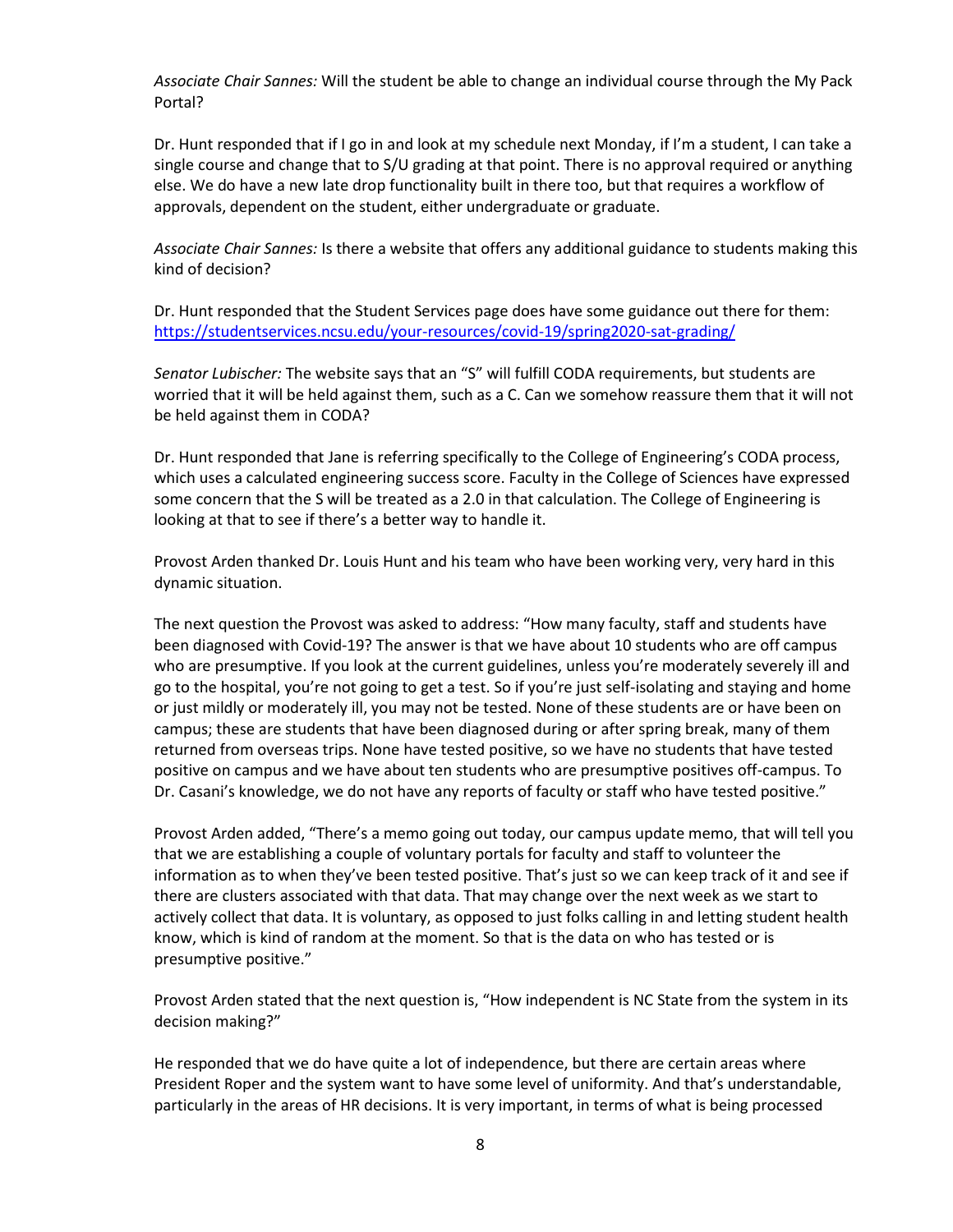*Associate Chair Sannes:* Will the student be able to change an individual course through the My Pack Portal?

Dr. Hunt responded that if I go in and look at my schedule next Monday, if I'm a student, I can take a single course and change that to S/U grading at that point. There is no approval required or anything else. We do have a new late drop functionality built in there too, but that requires a workflow of approvals, dependent on the student, either undergraduate or graduate.

*Associate Chair Sannes:* Is there a website that offers any additional guidance to students making this kind of decision?

Dr. Hunt responded that the Student Services page does have some guidance out there for them: https://studentservices.ncsu.edu/your-resources/covid-19/spring2020-sat-grading/

*Senator Lubischer:* The website says that an "S" will fulfill CODA requirements, but students are worried that it will be held against them, such as a C. Can we somehow reassure them that it will not be held against them in CODA?

Dr. Hunt responded that Jane is referring specifically to the College of Engineering's CODA process, which uses a calculated engineering success score. Faculty in the College of Sciences have expressed some concern that the S will be treated as a 2.0 in that calculation. The College of Engineering is looking at that to see if there's a better way to handle it.

Provost Arden thanked Dr. Louis Hunt and his team who have been working very, very hard in this dynamic situation.

The next question the Provost was asked to address: "How many faculty, staff and students have been diagnosed with Covid-19? The answer is that we have about 10 students who are off campus who are presumptive. If you look at the current guidelines, unless you're moderately severely ill and go to the hospital, you're not going to get a test. So if you're just self-isolating and staying and home or just mildly or moderately ill, you may not be tested. None of these students are or have been on campus; these are students that have been diagnosed during or after spring break, many of them returned from overseas trips. None have tested positive, so we have no students that have tested positive on campus and we have about ten students who are presumptive positives off-campus. To Dr. Casani's knowledge, we do not have any reports of faculty or staff who have tested positive."

Provost Arden added, "There's a memo going out today, our campus update memo, that will tell you that we are establishing a couple of voluntary portals for faculty and staff to volunteer the information as to when they've been tested positive. That's just so we can keep track of it and see if there are clusters associated with that data. That may change over the next week as we start to actively collect that data. It is voluntary, as opposed to just folks calling in and letting student health know, which is kind of random at the moment. So that is the data on who has tested or is presumptive positive."

Provost Arden stated that the next question is, "How independent is NC State from the system in its decision making?"

He responded that we do have quite a lot of independence, but there are certain areas where President Roper and the system want to have some level of uniformity. And that's understandable, particularly in the areas of HR decisions. It is very important, in terms of what is being processed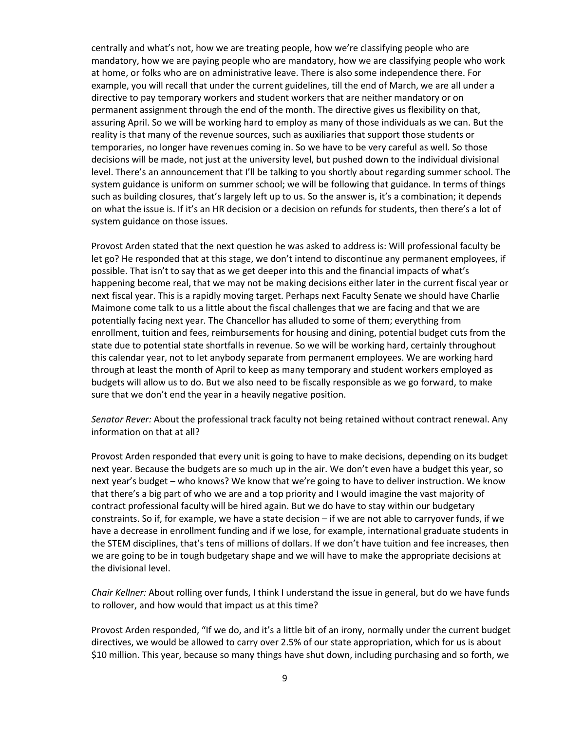centrally and what's not, how we are treating people, how we're classifying people who are mandatory, how we are paying people who are mandatory, how we are classifying people who work at home, or folks who are on administrative leave. There is also some independence there. For example, you will recall that under the current guidelines, till the end of March, we are all under a directive to pay temporary workers and student workers that are neither mandatory or on permanent assignment through the end of the month. The directive gives us flexibility on that, assuring April. So we will be working hard to employ as many of those individuals as we can. But the reality is that many of the revenue sources, such as auxiliaries that support those students or temporaries, no longer have revenues coming in. So we have to be very careful as well. So those decisions will be made, not just at the university level, but pushed down to the individual divisional level. There's an announcement that I'll be talking to you shortly about regarding summer school. The system guidance is uniform on summer school; we will be following that guidance. In terms of things such as building closures, that's largely left up to us. So the answer is, it's a combination; it depends on what the issue is. If it's an HR decision or a decision on refunds for students, then there's a lot of system guidance on those issues.

Provost Arden stated that the next question he was asked to address is: Will professional faculty be let go? He responded that at this stage, we don't intend to discontinue any permanent employees, if possible. That isn't to say that as we get deeper into this and the financial impacts of what's happening become real, that we may not be making decisions either later in the current fiscal year or next fiscal year. This is a rapidly moving target. Perhaps next Faculty Senate we should have Charlie Maimone come talk to us a little about the fiscal challenges that we are facing and that we are potentially facing next year. The Chancellor has alluded to some of them; everything from enrollment, tuition and fees, reimbursements for housing and dining, potential budget cuts from the state due to potential state shortfalls in revenue. So we will be working hard, certainly throughout this calendar year, not to let anybody separate from permanent employees. We are working hard through at least the month of April to keep as many temporary and student workers employed as budgets will allow us to do. But we also need to be fiscally responsible as we go forward, to make sure that we don't end the year in a heavily negative position.

*Senator Rever:* About the professional track faculty not being retained without contract renewal. Any information on that at all?

Provost Arden responded that every unit is going to have to make decisions, depending on its budget next year. Because the budgets are so much up in the air. We don't even have a budget this year, so next year's budget – who knows? We know that we're going to have to deliver instruction. We know that there's a big part of who we are and a top priority and I would imagine the vast majority of contract professional faculty will be hired again. But we do have to stay within our budgetary constraints. So if, for example, we have a state decision – if we are not able to carryover funds, if we have a decrease in enrollment funding and if we lose, for example, international graduate students in the STEM disciplines, that's tens of millions of dollars. If we don't have tuition and fee increases, then we are going to be in tough budgetary shape and we will have to make the appropriate decisions at the divisional level.

*Chair Kellner:* About rolling over funds, I think I understand the issue in general, but do we have funds to rollover, and how would that impact us at this time?

Provost Arden responded, "If we do, and it's a little bit of an irony, normally under the current budget directives, we would be allowed to carry over 2.5% of our state appropriation, which for us is about $10 million. This year, because so many things have shut down, including purchasing and so forth, we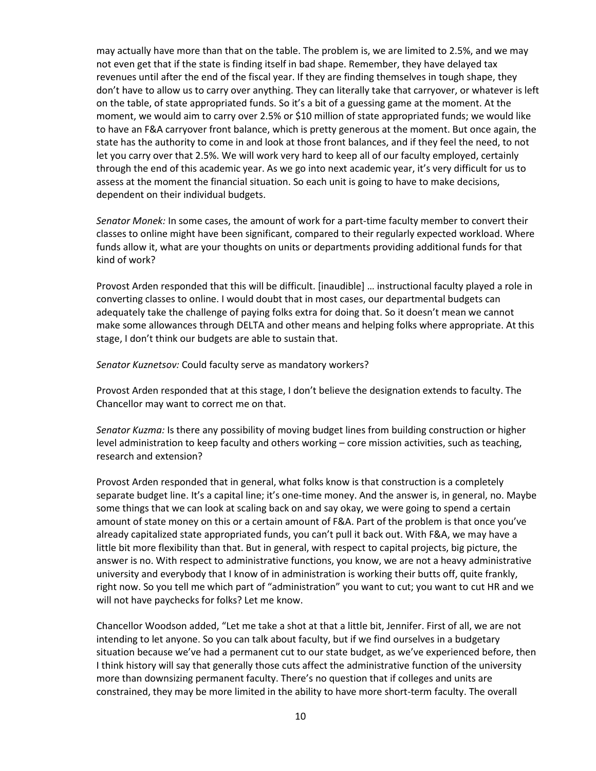may actually have more than that on the table. The problem is, we are limited to 2.5%, and we may not even get that if the state is finding itself in bad shape. Remember, they have delayed tax revenues until after the end of the fiscal year. If they are finding themselves in tough shape, they don't have to allow us to carry over anything. They can literally take that carryover, or whatever is left on the table, of state appropriated funds. So it's a bit of a guessing game at the moment. At the moment, we would aim to carry over 2.5% or $10 million of state appropriated funds; we would like to have an F&A carryover front balance, which is pretty generous at the moment. But once again, the state has the authority to come in and look at those front balances, and if they feel the need, to not let you carry over that 2.5%. We will work very hard to keep all of our faculty employed, certainly through the end of this academic year. As we go into next academic year, it's very difficult for us to assess at the moment the financial situation. So each unit is going to have to make decisions, dependent on their individual budgets.

*Senator Monek:* In some cases, the amount of work for a part-time faculty member to convert their classes to online might have been significant, compared to their regularly expected workload. Where funds allow it, what are your thoughts on units or departments providing additional funds for that kind of work?

Provost Arden responded that this will be difficult. [inaudible] … instructional faculty played a role in converting classes to online. I would doubt that in most cases, our departmental budgets can adequately take the challenge of paying folks extra for doing that. So it doesn't mean we cannot make some allowances through DELTA and other means and helping folks where appropriate. At this stage, I don't think our budgets are able to sustain that.

*Senator Kuznetsov:* Could faculty serve as mandatory workers?

Provost Arden responded that at this stage, I don't believe the designation extends to faculty. The Chancellor may want to correct me on that.

*Senator Kuzma:* Is there any possibility of moving budget lines from building construction or higher level administration to keep faculty and others working – core mission activities, such as teaching, research and extension?

Provost Arden responded that in general, what folks know is that construction is a completely separate budget line. It's a capital line; it's one-time money. And the answer is, in general, no. Maybe some things that we can look at scaling back on and say okay, we were going to spend a certain amount of state money on this or a certain amount of F&A. Part of the problem is that once you've already capitalized state appropriated funds, you can't pull it back out. With F&A, we may have a little bit more flexibility than that. But in general, with respect to capital projects, big picture, the answer is no. With respect to administrative functions, you know, we are not a heavy administrative university and everybody that I know of in administration is working their butts off, quite frankly, right now. So you tell me which part of "administration" you want to cut; you want to cut HR and we will not have paychecks for folks? Let me know.

Chancellor Woodson added, "Let me take a shot at that a little bit, Jennifer. First of all, we are not intending to let anyone. So you can talk about faculty, but if we find ourselves in a budgetary situation because we've had a permanent cut to our state budget, as we've experienced before, then I think history will say that generally those cuts affect the administrative function of the university more than downsizing permanent faculty. There's no question that if colleges and units are constrained, they may be more limited in the ability to have more short-term faculty. The overall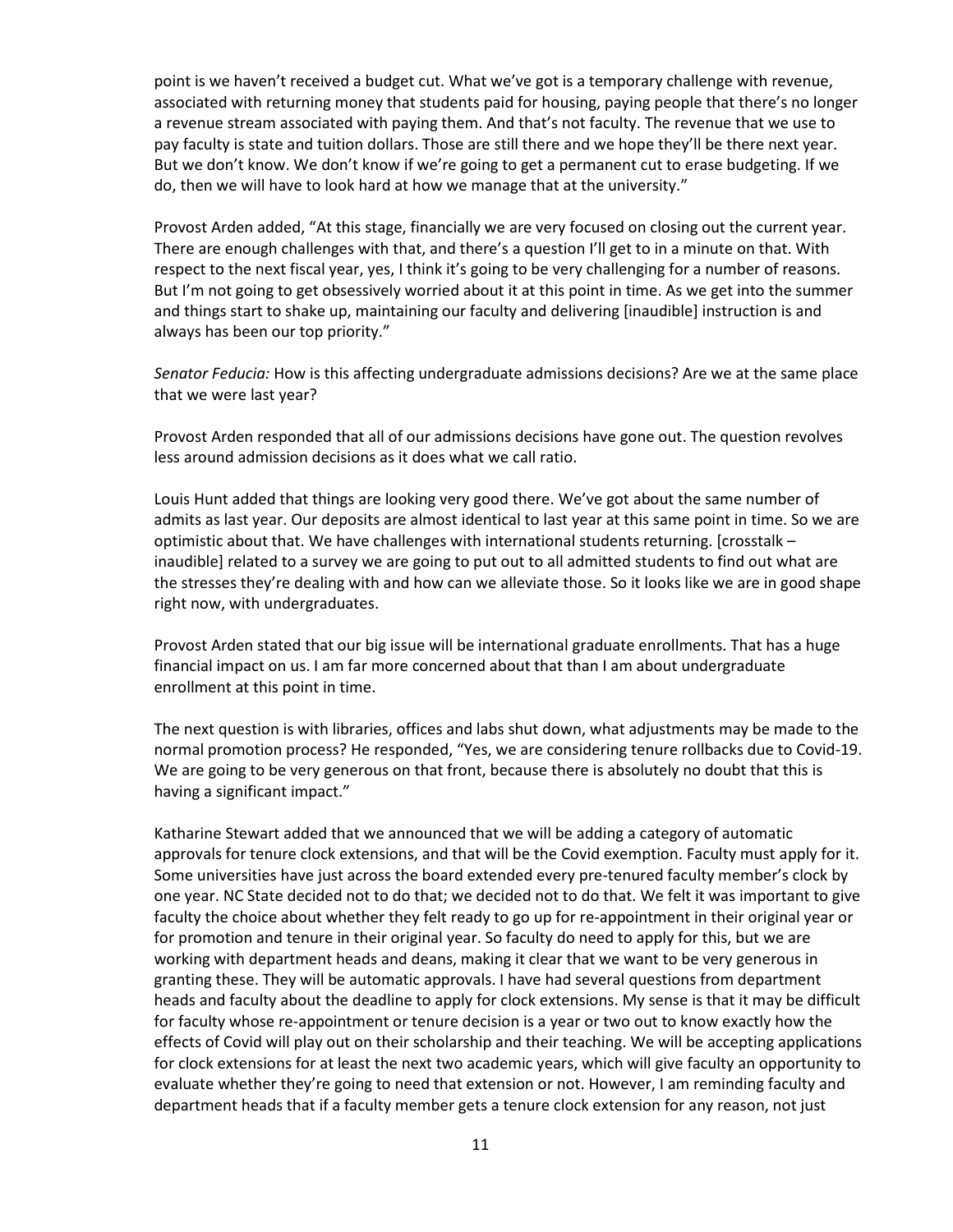point is we haven't received a budget cut. What we've got is a temporary challenge with revenue, associated with returning money that students paid for housing, paying people that there's no longer a revenue stream associated with paying them. And that's not faculty. The revenue that we use to pay faculty is state and tuition dollars. Those are still there and we hope they'll be there next year. But we don't know. We don't know if we're going to get a permanent cut to erase budgeting. If we do, then we will have to look hard at how we manage that at the university."

Provost Arden added, "At this stage, financially we are very focused on closing out the current year. There are enough challenges with that, and there's a question I'll get to in a minute on that. With respect to the next fiscal year, yes, I think it's going to be very challenging for a number of reasons. But I'm not going to get obsessively worried about it at this point in time. As we get into the summer and things start to shake up, maintaining our faculty and delivering [inaudible] instruction is and always has been our top priority."

*Senator Feducia:* How is this affecting undergraduate admissions decisions? Are we at the same place that we were last year?

Provost Arden responded that all of our admissions decisions have gone out. The question revolves less around admission decisions as it does what we call ratio.

Louis Hunt added that things are looking very good there. We've got about the same number of admits as last year. Our deposits are almost identical to last year at this same point in time. So we are optimistic about that. We have challenges with international students returning. [crosstalk – inaudible] related to a survey we are going to put out to all admitted students to find out what are the stresses they're dealing with and how can we alleviate those. So it looks like we are in good shape right now, with undergraduates.

Provost Arden stated that our big issue will be international graduate enrollments. That has a huge financial impact on us. I am far more concerned about that than I am about undergraduate enrollment at this point in time.

The next question is with libraries, offices and labs shut down, what adjustments may be made to the normal promotion process? He responded, "Yes, we are considering tenure rollbacks due to Covid-19. We are going to be very generous on that front, because there is absolutely no doubt that this is having a significant impact."

Katharine Stewart added that we announced that we will be adding a category of automatic approvals for tenure clock extensions, and that will be the Covid exemption. Faculty must apply for it. Some universities have just across the board extended every pre-tenured faculty member's clock by one year. NC State decided not to do that; we decided not to do that. We felt it was important to give faculty the choice about whether they felt ready to go up for re-appointment in their original year or for promotion and tenure in their original year. So faculty do need to apply for this, but we are working with department heads and deans, making it clear that we want to be very generous in granting these. They will be automatic approvals. I have had several questions from department heads and faculty about the deadline to apply for clock extensions. My sense is that it may be difficult for faculty whose re-appointment or tenure decision is a year or two out to know exactly how the effects of Covid will play out on their scholarship and their teaching. We will be accepting applications for clock extensions for at least the next two academic years, which will give faculty an opportunity to evaluate whether they're going to need that extension or not. However, I am reminding faculty and department heads that if a faculty member gets a tenure clock extension for any reason, not just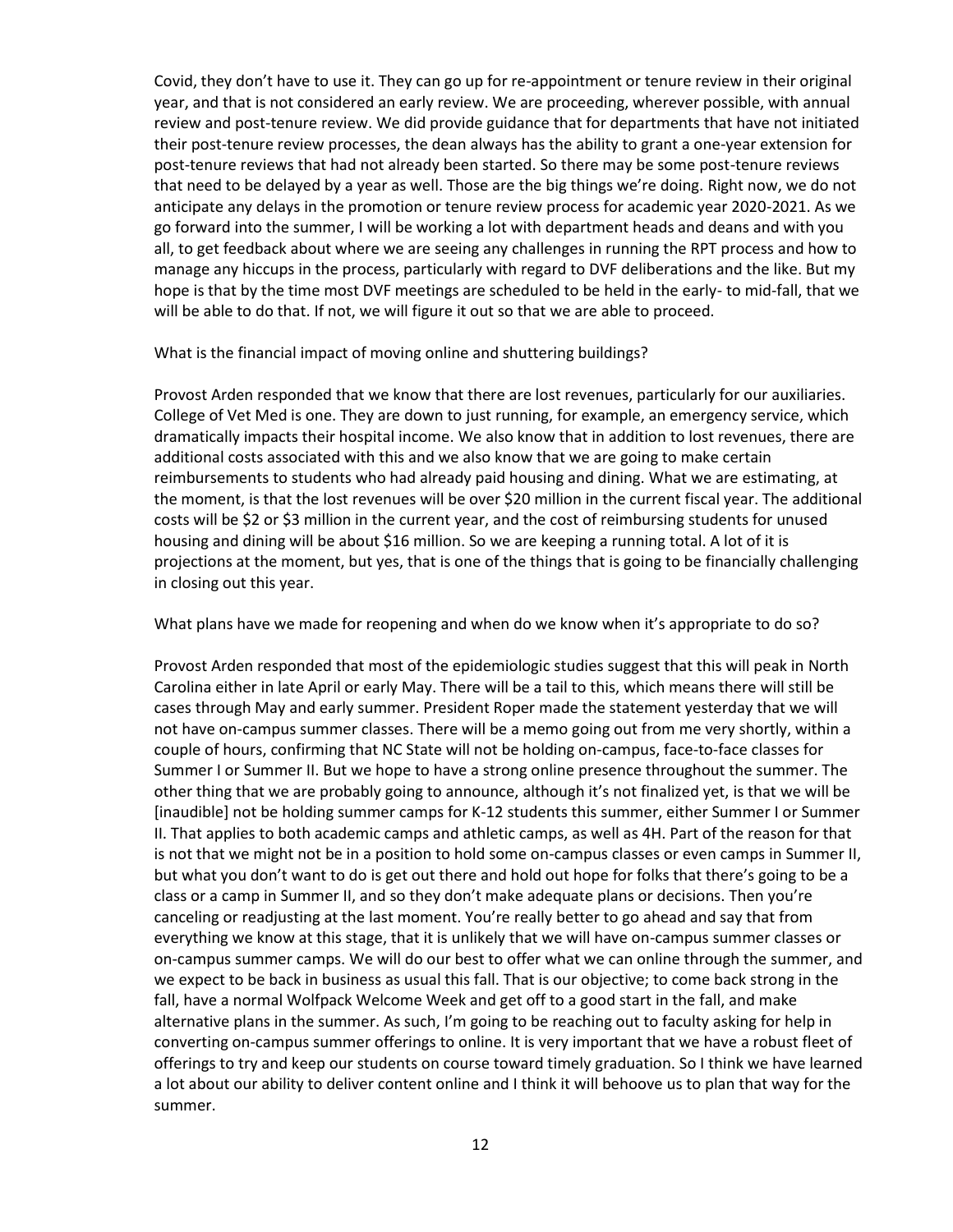Covid, they don't have to use it. They can go up for re-appointment or tenure review in their original year, and that is not considered an early review. We are proceeding, wherever possible, with annual review and post-tenure review. We did provide guidance that for departments that have not initiated their post-tenure review processes, the dean always has the ability to grant a one-year extension for post-tenure reviews that had not already been started. So there may be some post-tenure reviews that need to be delayed by a year as well. Those are the big things we're doing. Right now, we do not anticipate any delays in the promotion or tenure review process for academic year 2020-2021. As we go forward into the summer, I will be working a lot with department heads and deans and with you all, to get feedback about where we are seeing any challenges in running the RPT process and how to manage any hiccups in the process, particularly with regard to DVF deliberations and the like. But my hope is that by the time most DVF meetings are scheduled to be held in the early- to mid-fall, that we will be able to do that. If not, we will figure it out so that we are able to proceed.

What is the financial impact of moving online and shuttering buildings?

Provost Arden responded that we know that there are lost revenues, particularly for our auxiliaries. College of Vet Med is one. They are down to just running, for example, an emergency service, which dramatically impacts their hospital income. We also know that in addition to lost revenues, there are additional costs associated with this and we also know that we are going to make certain reimbursements to students who had already paid housing and dining. What we are estimating, at the moment, is that the lost revenues will be over $20 million in the current fiscal year. The additional costs will be $2 or $3 million in the current year, and the cost of reimbursing students for unused housing and dining will be about $16 million. So we are keeping a running total. A lot of it is projections at the moment, but yes, that is one of the things that is going to be financially challenging in closing out this year.

What plans have we made for reopening and when do we know when it's appropriate to do so?

Provost Arden responded that most of the epidemiologic studies suggest that this will peak in North Carolina either in late April or early May. There will be a tail to this, which means there will still be cases through May and early summer. President Roper made the statement yesterday that we will not have on-campus summer classes. There will be a memo going out from me very shortly, within a couple of hours, confirming that NC State will not be holding on-campus, face-to-face classes for Summer I or Summer II. But we hope to have a strong online presence throughout the summer. The other thing that we are probably going to announce, although it's not finalized yet, is that we will be [inaudible] not be holding summer camps for K-12 students this summer, either Summer I or Summer II. That applies to both academic camps and athletic camps, as well as 4H. Part of the reason for that is not that we might not be in a position to hold some on-campus classes or even camps in Summer II, but what you don't want to do is get out there and hold out hope for folks that there's going to be a class or a camp in Summer II, and so they don't make adequate plans or decisions. Then you're canceling or readjusting at the last moment. You're really better to go ahead and say that from everything we know at this stage, that it is unlikely that we will have on-campus summer classes or on-campus summer camps. We will do our best to offer what we can online through the summer, and we expect to be back in business as usual this fall. That is our objective; to come back strong in the fall, have a normal Wolfpack Welcome Week and get off to a good start in the fall, and make alternative plans in the summer. As such, I'm going to be reaching out to faculty asking for help in converting on-campus summer offerings to online. It is very important that we have a robust fleet of offerings to try and keep our students on course toward timely graduation. So I think we have learned a lot about our ability to deliver content online and I think it will behoove us to plan that way for the summer.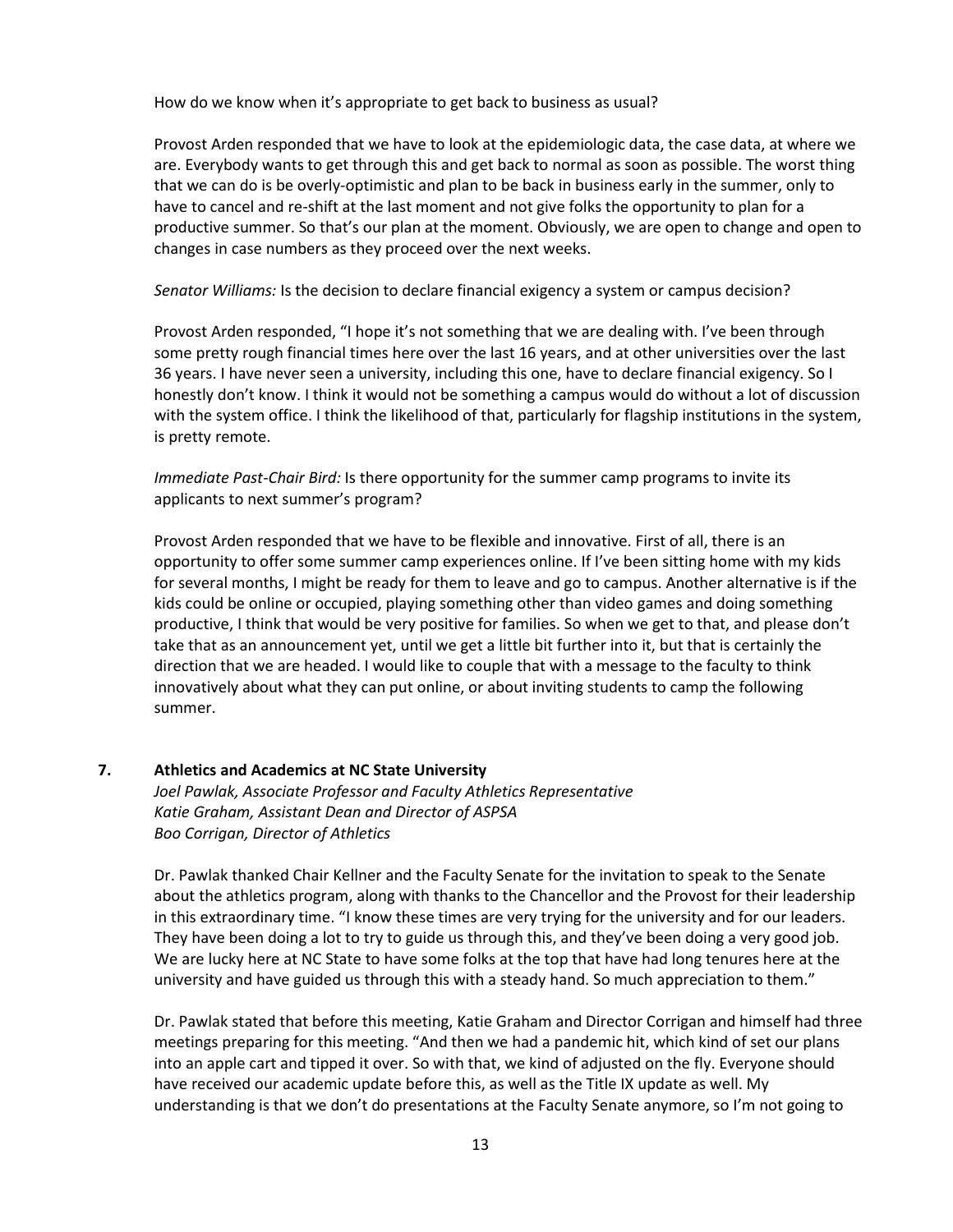How do we know when it's appropriate to get back to business as usual?

Provost Arden responded that we have to look at the epidemiologic data, the case data, at where we are. Everybody wants to get through this and get back to normal as soon as possible. The worst thing that we can do is be overly-optimistic and plan to be back in business early in the summer, only to have to cancel and re-shift at the last moment and not give folks the opportunity to plan for a productive summer. So that's our plan at the moment. Obviously, we are open to change and open to changes in case numbers as they proceed over the next weeks.

*Senator Williams:* Is the decision to declare financial exigency a system or campus decision?

Provost Arden responded, "I hope it's not something that we are dealing with. I've been through some pretty rough financial times here over the last 16 years, and at other universities over the last 36 years. I have never seen a university, including this one, have to declare financial exigency. So I honestly don't know. I think it would not be something a campus would do without a lot of discussion with the system office. I think the likelihood of that, particularly for flagship institutions in the system, is pretty remote.

*Immediate Past-Chair Bird:* Is there opportunity for the summer camp programs to invite its applicants to next summer's program?

Provost Arden responded that we have to be flexible and innovative. First of all, there is an opportunity to offer some summer camp experiences online. If I've been sitting home with my kids for several months, I might be ready for them to leave and go to campus. Another alternative is if the kids could be online or occupied, playing something other than video games and doing something productive, I think that would be very positive for families. So when we get to that, and please don't take that as an announcement yet, until we get a little bit further into it, but that is certainly the direction that we are headed. I would like to couple that with a message to the faculty to think innovatively about what they can put online, or about inviting students to camp the following summer.

**7. Athletics and Academics at NC State University**

*Joel Pawlak, Associate Professor and Faculty Athletics Representative*
*Katie Graham, Assistant Dean and Director of ASPSA*
*Boo Corrigan, Director of Athletics*

Dr. Pawlak thanked Chair Kellner and the Faculty Senate for the invitation to speak to the Senate about the athletics program, along with thanks to the Chancellor and the Provost for their leadership in this extraordinary time. "I know these times are very trying for the university and for our leaders. They have been doing a lot to try to guide us through this, and they've been doing a very good job. We are lucky here at NC State to have some folks at the top that have had long tenures here at the university and have guided us through this with a steady hand. So much appreciation to them."

Dr. Pawlak stated that before this meeting, Katie Graham and Director Corrigan and himself had three meetings preparing for this meeting. "And then we had a pandemic hit, which kind of set our plans into an apple cart and tipped it over. So with that, we kind of adjusted on the fly. Everyone should have received our academic update before this, as well as the Title IX update as well. My understanding is that we don't do presentations at the Faculty Senate anymore, so I'm not going to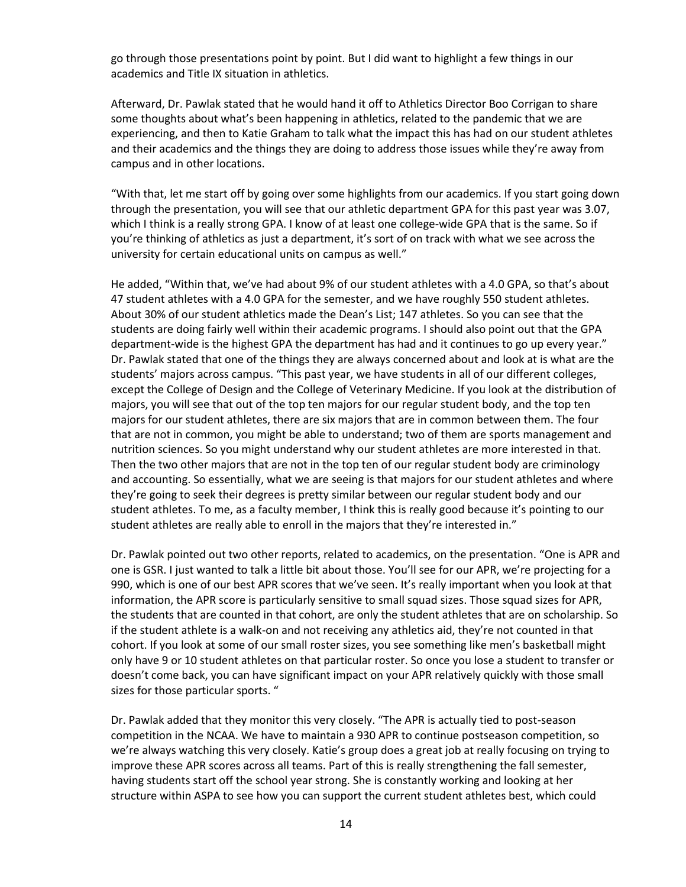go through those presentations point by point. But I did want to highlight a few things in our academics and Title IX situation in athletics.

Afterward, Dr. Pawlak stated that he would hand it off to Athletics Director Boo Corrigan to share some thoughts about what's been happening in athletics, related to the pandemic that we are experiencing, and then to Katie Graham to talk what the impact this has had on our student athletes and their academics and the things they are doing to address those issues while they're away from campus and in other locations.

"With that, let me start off by going over some highlights from our academics. If you start going down through the presentation, you will see that our athletic department GPA for this past year was 3.07, which I think is a really strong GPA. I know of at least one college-wide GPA that is the same. So if you're thinking of athletics as just a department, it's sort of on track with what we see across the university for certain educational units on campus as well."

He added, "Within that, we've had about 9% of our student athletes with a 4.0 GPA, so that's about 47 student athletes with a 4.0 GPA for the semester, and we have roughly 550 student athletes. About 30% of our student athletics made the Dean's List; 147 athletes. So you can see that the students are doing fairly well within their academic programs. I should also point out that the GPA department-wide is the highest GPA the department has had and it continues to go up every year." Dr. Pawlak stated that one of the things they are always concerned about and look at is what are the students' majors across campus. "This past year, we have students in all of our different colleges, except the College of Design and the College of Veterinary Medicine. If you look at the distribution of majors, you will see that out of the top ten majors for our regular student body, and the top ten majors for our student athletes, there are six majors that are in common between them. The four that are not in common, you might be able to understand; two of them are sports management and nutrition sciences. So you might understand why our student athletes are more interested in that. Then the two other majors that are not in the top ten of our regular student body are criminology and accounting. So essentially, what we are seeing is that majors for our student athletes and where they're going to seek their degrees is pretty similar between our regular student body and our student athletes. To me, as a faculty member, I think this is really good because it's pointing to our student athletes are really able to enroll in the majors that they're interested in."

Dr. Pawlak pointed out two other reports, related to academics, on the presentation. "One is APR and one is GSR. I just wanted to talk a little bit about those. You'll see for our APR, we're projecting for a 990, which is one of our best APR scores that we've seen. It's really important when you look at that information, the APR score is particularly sensitive to small squad sizes. Those squad sizes for APR, the students that are counted in that cohort, are only the student athletes that are on scholarship. So if the student athlete is a walk-on and not receiving any athletics aid, they're not counted in that cohort. If you look at some of our small roster sizes, you see something like men's basketball might only have 9 or 10 student athletes on that particular roster. So once you lose a student to transfer or doesn't come back, you can have significant impact on your APR relatively quickly with those small sizes for those particular sports. "

Dr. Pawlak added that they monitor this very closely. "The APR is actually tied to post-season competition in the NCAA. We have to maintain a 930 APR to continue postseason competition, so we're always watching this very closely. Katie's group does a great job at really focusing on trying to improve these APR scores across all teams. Part of this is really strengthening the fall semester, having students start off the school year strong. She is constantly working and looking at her structure within ASPA to see how you can support the current student athletes best, which could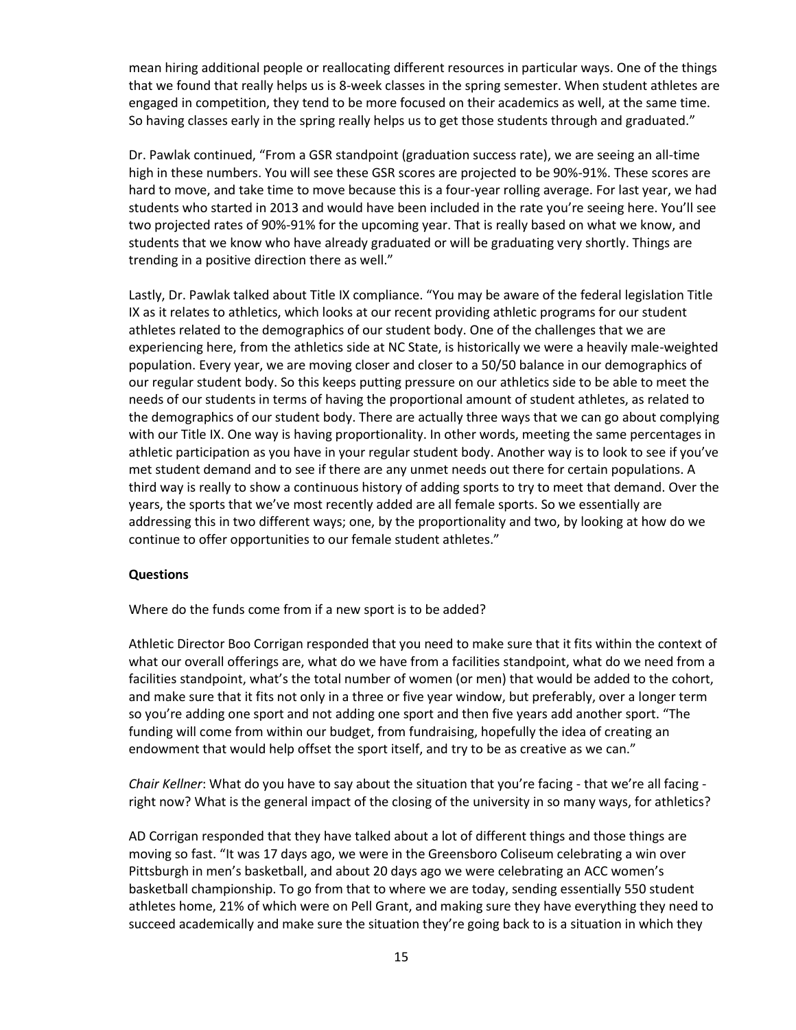mean hiring additional people or reallocating different resources in particular ways. One of the things that we found that really helps us is 8-week classes in the spring semester. When student athletes are engaged in competition, they tend to be more focused on their academics as well, at the same time. So having classes early in the spring really helps us to get those students through and graduated."

Dr. Pawlak continued, "From a GSR standpoint (graduation success rate), we are seeing an all-time high in these numbers. You will see these GSR scores are projected to be 90%-91%. These scores are hard to move, and take time to move because this is a four-year rolling average. For last year, we had students who started in 2013 and would have been included in the rate you're seeing here. You'll see two projected rates of 90%-91% for the upcoming year. That is really based on what we know, and students that we know who have already graduated or will be graduating very shortly. Things are trending in a positive direction there as well."

Lastly, Dr. Pawlak talked about Title IX compliance. "You may be aware of the federal legislation Title IX as it relates to athletics, which looks at our recent providing athletic programs for our student athletes related to the demographics of our student body. One of the challenges that we are experiencing here, from the athletics side at NC State, is historically we were a heavily male-weighted population. Every year, we are moving closer and closer to a 50/50 balance in our demographics of our regular student body. So this keeps putting pressure on our athletics side to be able to meet the needs of our students in terms of having the proportional amount of student athletes, as related to the demographics of our student body. There are actually three ways that we can go about complying with our Title IX. One way is having proportionality. In other words, meeting the same percentages in athletic participation as you have in your regular student body. Another way is to look to see if you've met student demand and to see if there are any unmet needs out there for certain populations. A third way is really to show a continuous history of adding sports to try to meet that demand. Over the years, the sports that we've most recently added are all female sports. So we essentially are addressing this in two different ways; one, by the proportionality and two, by looking at how do we continue to offer opportunities to our female student athletes."

**Questions**

Where do the funds come from if a new sport is to be added?

Athletic Director Boo Corrigan responded that you need to make sure that it fits within the context of what our overall offerings are, what do we have from a facilities standpoint, what do we need from a facilities standpoint, what's the total number of women (or men) that would be added to the cohort, and make sure that it fits not only in a three or five year window, but preferably, over a longer term so you're adding one sport and not adding one sport and then five years add another sport. "The funding will come from within our budget, from fundraising, hopefully the idea of creating an endowment that would help offset the sport itself, and try to be as creative as we can."

*Chair Kellner*: What do you have to say about the situation that you're facing - that we're all facing - right now? What is the general impact of the closing of the university in so many ways, for athletics?

AD Corrigan responded that they have talked about a lot of different things and those things are moving so fast. "It was 17 days ago, we were in the Greensboro Coliseum celebrating a win over Pittsburgh in men's basketball, and about 20 days ago we were celebrating an ACC women's basketball championship. To go from that to where we are today, sending essentially 550 student athletes home, 21% of which were on Pell Grant, and making sure they have everything they need to succeed academically and make sure the situation they're going back to is a situation in which they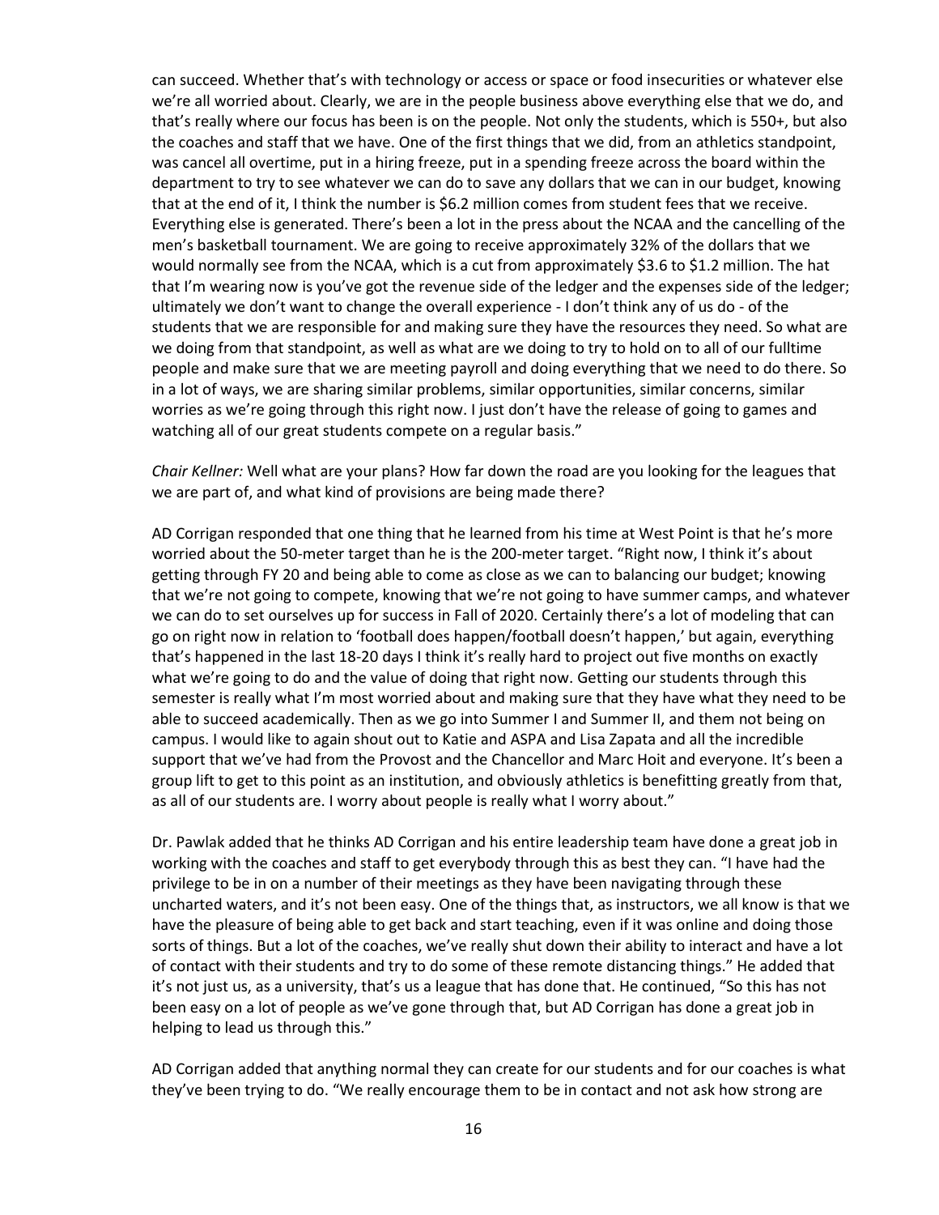can succeed. Whether that's with technology or access or space or food insecurities or whatever else we're all worried about. Clearly, we are in the people business above everything else that we do, and that's really where our focus has been is on the people. Not only the students, which is 550+, but also the coaches and staff that we have. One of the first things that we did, from an athletics standpoint, was cancel all overtime, put in a hiring freeze, put in a spending freeze across the board within the department to try to see whatever we can do to save any dollars that we can in our budget, knowing that at the end of it, I think the number is $6.2 million comes from student fees that we receive. Everything else is generated. There's been a lot in the press about the NCAA and the cancelling of the men's basketball tournament. We are going to receive approximately 32% of the dollars that we would normally see from the NCAA, which is a cut from approximately $3.6 to $1.2 million. The hat that I'm wearing now is you've got the revenue side of the ledger and the expenses side of the ledger; ultimately we don't want to change the overall experience - I don't think any of us do - of the students that we are responsible for and making sure they have the resources they need. So what are we doing from that standpoint, as well as what are we doing to try to hold on to all of our fulltime people and make sure that we are meeting payroll and doing everything that we need to do there. So in a lot of ways, we are sharing similar problems, similar opportunities, similar concerns, similar worries as we're going through this right now. I just don't have the release of going to games and watching all of our great students compete on a regular basis."

*Chair Kellner:* Well what are your plans? How far down the road are you looking for the leagues that we are part of, and what kind of provisions are being made there?

AD Corrigan responded that one thing that he learned from his time at West Point is that he's more worried about the 50-meter target than he is the 200-meter target. "Right now, I think it's about getting through FY 20 and being able to come as close as we can to balancing our budget; knowing that we're not going to compete, knowing that we're not going to have summer camps, and whatever we can do to set ourselves up for success in Fall of 2020. Certainly there's a lot of modeling that can go on right now in relation to 'football does happen/football doesn't happen,' but again, everything that's happened in the last 18-20 days I think it's really hard to project out five months on exactly what we're going to do and the value of doing that right now. Getting our students through this semester is really what I'm most worried about and making sure that they have what they need to be able to succeed academically. Then as we go into Summer I and Summer II, and them not being on campus. I would like to again shout out to Katie and ASPA and Lisa Zapata and all the incredible support that we've had from the Provost and the Chancellor and Marc Hoit and everyone. It's been a group lift to get to this point as an institution, and obviously athletics is benefitting greatly from that, as all of our students are. I worry about people is really what I worry about."

Dr. Pawlak added that he thinks AD Corrigan and his entire leadership team have done a great job in working with the coaches and staff to get everybody through this as best they can. "I have had the privilege to be in on a number of their meetings as they have been navigating through these uncharted waters, and it's not been easy. One of the things that, as instructors, we all know is that we have the pleasure of being able to get back and start teaching, even if it was online and doing those sorts of things. But a lot of the coaches, we've really shut down their ability to interact and have a lot of contact with their students and try to do some of these remote distancing things." He added that it's not just us, as a university, that's us a league that has done that. He continued, "So this has not been easy on a lot of people as we've gone through that, but AD Corrigan has done a great job in helping to lead us through this."

AD Corrigan added that anything normal they can create for our students and for our coaches is what they've been trying to do. "We really encourage them to be in contact and not ask how strong are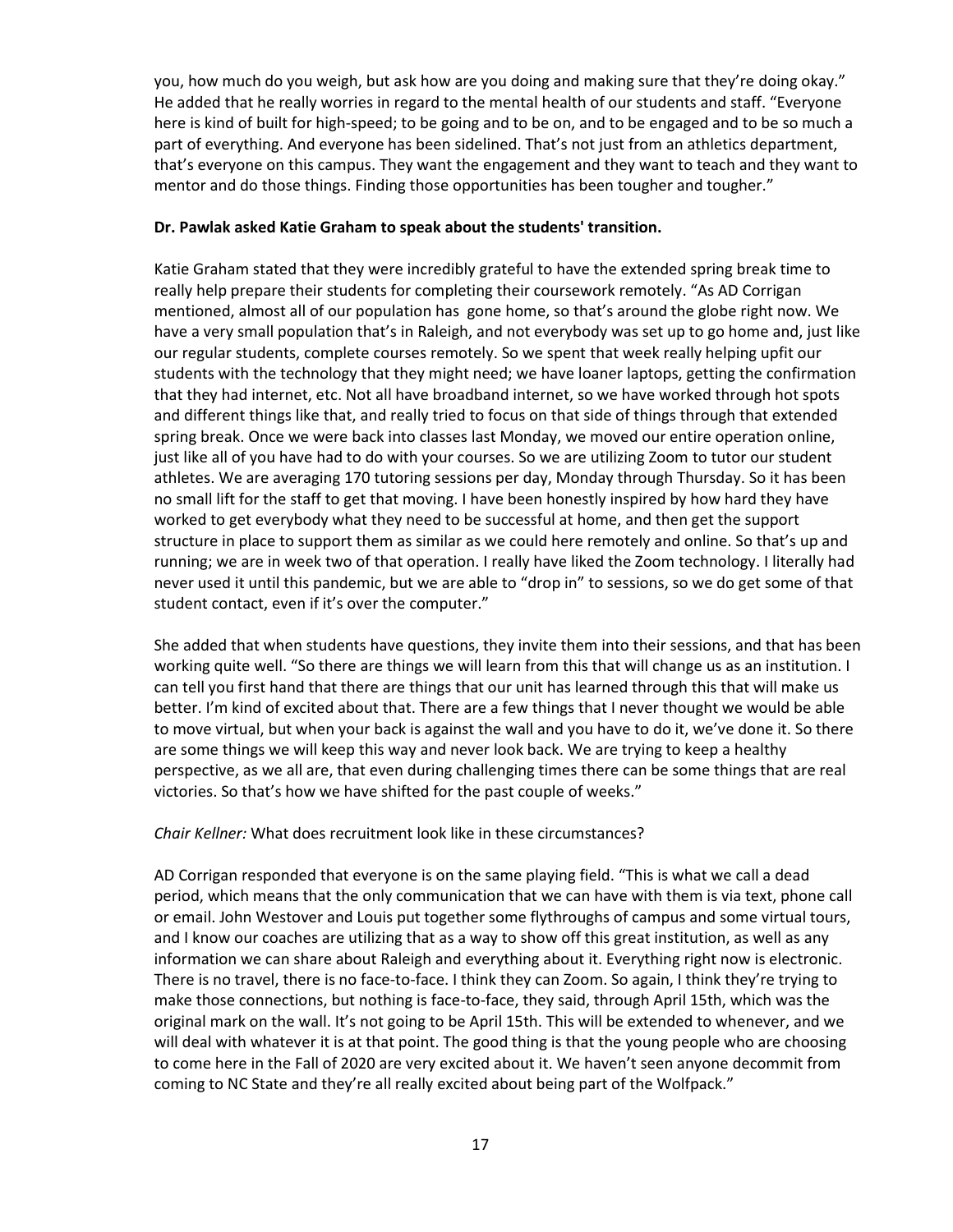you, how much do you weigh, but ask how are you doing and making sure that they're doing okay." He added that he really worries in regard to the mental health of our students and staff. "Everyone here is kind of built for high-speed; to be going and to be on, and to be engaged and to be so much a part of everything. And everyone has been sidelined. That's not just from an athletics department, that's everyone on this campus. They want the engagement and they want to teach and they want to mentor and do those things. Finding those opportunities has been tougher and tougher."

**Dr. Pawlak asked Katie Graham to speak about the students' transition.**

Katie Graham stated that they were incredibly grateful to have the extended spring break time to really help prepare their students for completing their coursework remotely. "As AD Corrigan mentioned, almost all of our population has gone home, so that's around the globe right now. We have a very small population that's in Raleigh, and not everybody was set up to go home and, just like our regular students, complete courses remotely. So we spent that week really helping upfit our students with the technology that they might need; we have loaner laptops, getting the confirmation that they had internet, etc. Not all have broadband internet, so we have worked through hot spots and different things like that, and really tried to focus on that side of things through that extended spring break. Once we were back into classes last Monday, we moved our entire operation online, just like all of you have had to do with your courses. So we are utilizing Zoom to tutor our student athletes. We are averaging 170 tutoring sessions per day, Monday through Thursday. So it has been no small lift for the staff to get that moving. I have been honestly inspired by how hard they have worked to get everybody what they need to be successful at home, and then get the support structure in place to support them as similar as we could here remotely and online. So that's up and running; we are in week two of that operation. I really have liked the Zoom technology. I literally had never used it until this pandemic, but we are able to "drop in" to sessions, so we do get some of that student contact, even if it's over the computer."

She added that when students have questions, they invite them into their sessions, and that has been working quite well. "So there are things we will learn from this that will change us as an institution. I can tell you first hand that there are things that our unit has learned through this that will make us better. I'm kind of excited about that. There are a few things that I never thought we would be able to move virtual, but when your back is against the wall and you have to do it, we've done it. So there are some things we will keep this way and never look back. We are trying to keep a healthy perspective, as we all are, that even during challenging times there can be some things that are real victories. So that's how we have shifted for the past couple of weeks."

*Chair Kellner:* What does recruitment look like in these circumstances?

AD Corrigan responded that everyone is on the same playing field. "This is what we call a dead period, which means that the only communication that we can have with them is via text, phone call or email. John Westover and Louis put together some flythroughs of campus and some virtual tours, and I know our coaches are utilizing that as a way to show off this great institution, as well as any information we can share about Raleigh and everything about it. Everything right now is electronic. There is no travel, there is no face-to-face. I think they can Zoom. So again, I think they're trying to make those connections, but nothing is face-to-face, they said, through April 15th, which was the original mark on the wall. It's not going to be April 15th. This will be extended to whenever, and we will deal with whatever it is at that point. The good thing is that the young people who are choosing to come here in the Fall of 2020 are very excited about it. We haven't seen anyone decommit from coming to NC State and they're all really excited about being part of the Wolfpack."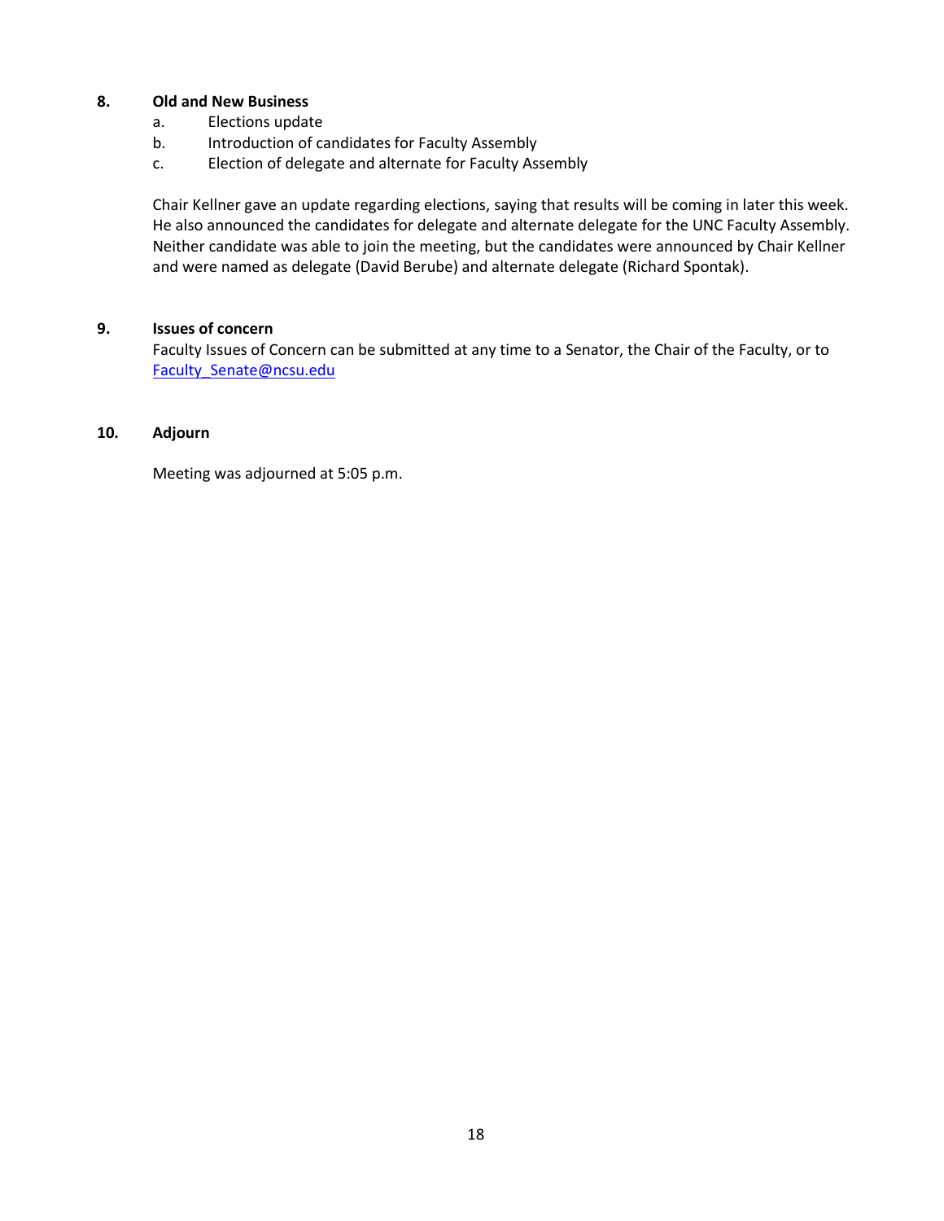**8. Old and New Business**

a. Elections update
b. Introduction of candidates for Faculty Assembly
c. Election of delegate and alternate for Faculty Assembly

Chair Kellner gave an update regarding elections, saying that results will be coming in later this week. He also announced the candidates for delegate and alternate delegate for the UNC Faculty Assembly. Neither candidate was able to join the meeting, but the candidates were announced by Chair Kellner and were named as delegate (David Berube) and alternate delegate (Richard Spontak).

**9. Issues of concern**

Faculty Issues of Concern can be submitted at any time to a Senator, the Chair of the Faculty, or to Faculty_Senate@ncsu.edu

**10. Adjourn**

Meeting was adjourned at 5:05 p.m.